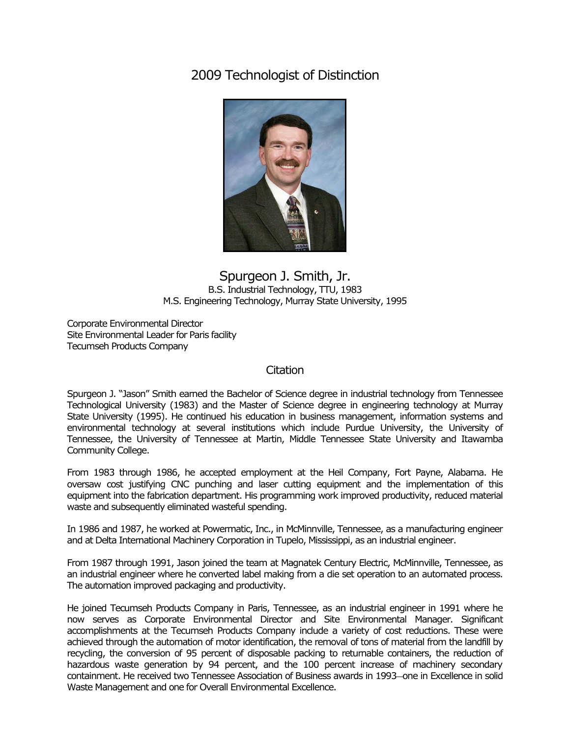# 2009 Technologist of Distinction

## Spurgeon J. Smith, Jr.

B.S. Industrial Technology, TTU, 1983
M.S. Engineering Technology, Murray State University, 1995

Corporate Environmental Director
Site Environmental Leader for Paris facility
Tecumseh Products Company

### Citation

Spurgeon J. "Jason" Smith earned the Bachelor of Science degree in industrial technology from Tennessee Technological University (1983) and the Master of Science degree in engineering technology at Murray State University (1995). He continued his education in business management, information systems and environmental technology at several institutions which include Purdue University, the University of Tennessee, the University of Tennessee at Martin, Middle Tennessee State University and Itawamba Community College.

From 1983 through 1986, he accepted employment at the Heil Company, Fort Payne, Alabama. He oversaw cost justifying CNC punching and laser cutting equipment and the implementation of this equipment into the fabrication department. His programming work improved productivity, reduced material waste and subsequently eliminated wasteful spending.

In 1986 and 1987, he worked at Powermatic, Inc., in McMinnville, Tennessee, as a manufacturing engineer and at Delta International Machinery Corporation in Tupelo, Mississippi, as an industrial engineer.

From 1987 through 1991, Jason joined the team at Magnatek Century Electric, McMinnville, Tennessee, as an industrial engineer where he converted label making from a die set operation to an automated process. The automation improved packaging and productivity.

He joined Tecumseh Products Company in Paris, Tennessee, as an industrial engineer in 1991 where he now serves as Corporate Environmental Director and Site Environmental Manager. Significant accomplishments at the Tecumseh Products Company include a variety of cost reductions. These were achieved through the automation of motor identification, the removal of tons of material from the landfill by recycling, the conversion of 95 percent of disposable packing to returnable containers, the reduction of hazardous waste generation by 94 percent, and the 100 percent increase of machinery secondary containment. He received two Tennessee Association of Business awards in 1993—one in Excellence in solid Waste Management and one for Overall Environmental Excellence.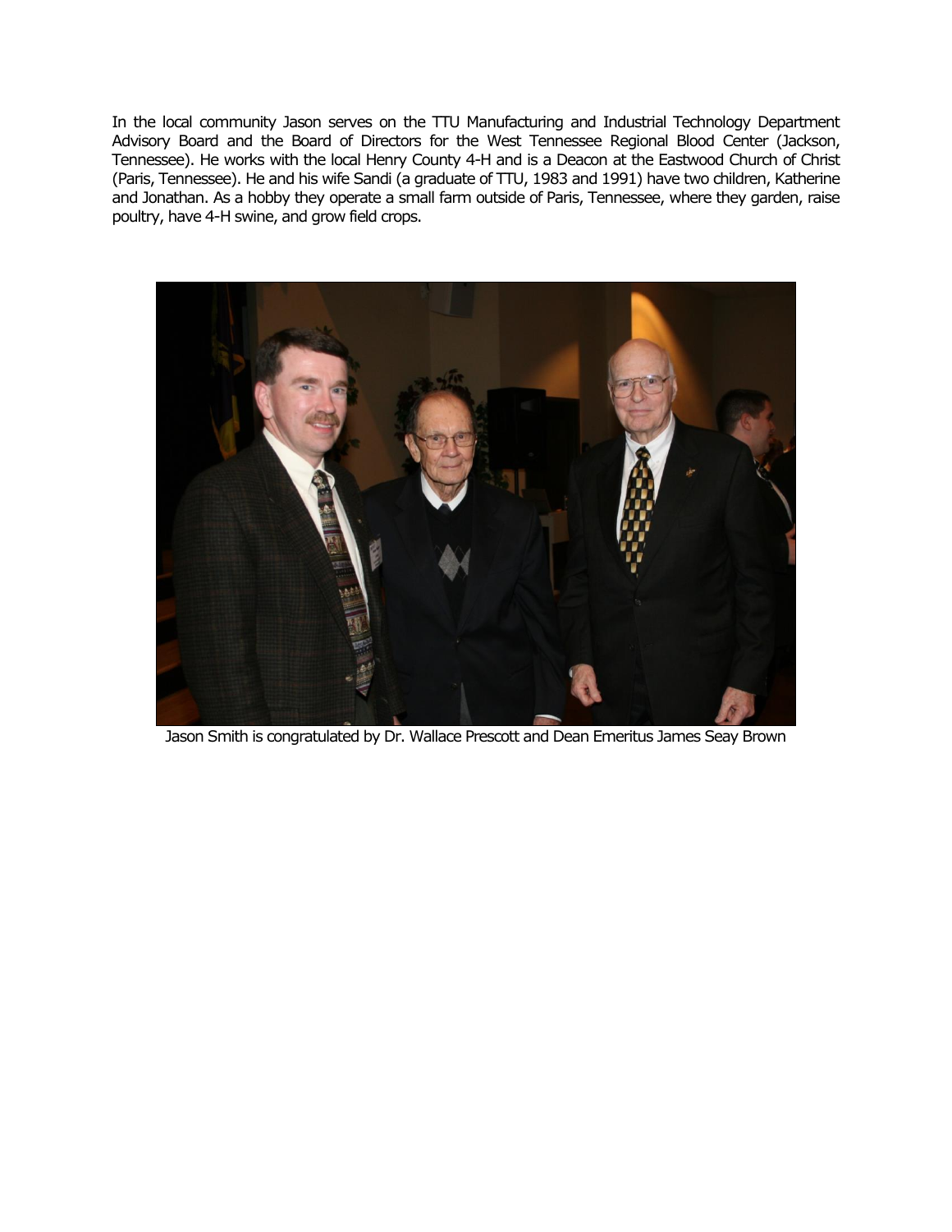In the local community Jason serves on the TTU Manufacturing and Industrial Technology Department Advisory Board and the Board of Directors for the West Tennessee Regional Blood Center (Jackson, Tennessee). He works with the local Henry County 4-H and is a Deacon at the Eastwood Church of Christ (Paris, Tennessee). He and his wife Sandi (a graduate of TTU, 1983 and 1991) have two children, Katherine and Jonathan. As a hobby they operate a small farm outside of Paris, Tennessee, where they garden, raise poultry, have 4-H swine, and grow field crops.

Jason Smith is congratulated by Dr. Wallace Prescott and Dean Emeritus James Seay Brown